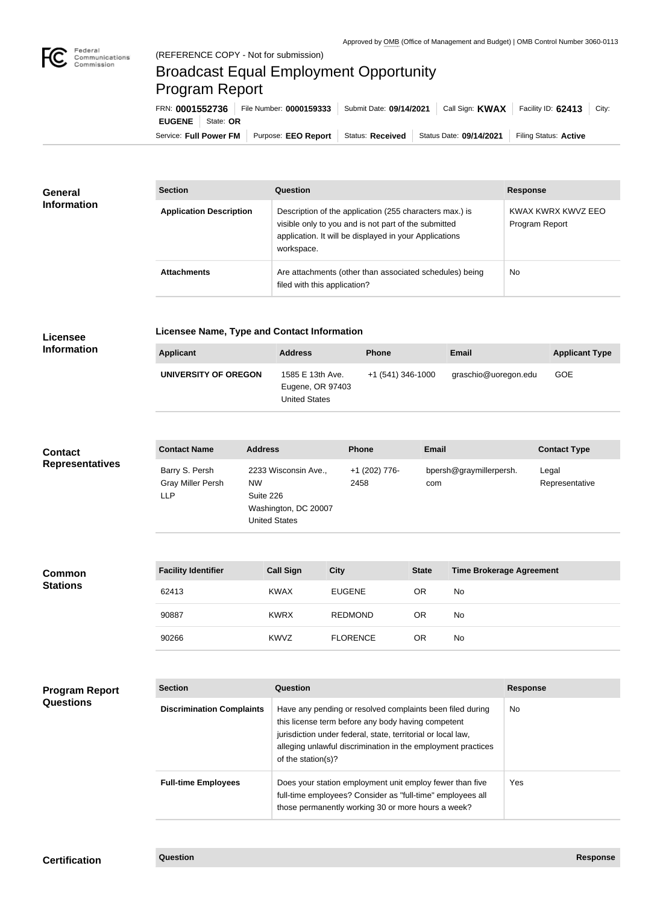Approved by OMB (Office of Management and Budget) | OMB Control Number 3060-0113

Federal Communications Commission

(REFERENCE COPY - Not for submission)

# Broadcast Equal Employment Opportunity Program Report

FRN: **0001552736** | File Number: **0000159333** | Submit Date: **09/14/2021** | Call Sign: **KWAX** | Facility ID: **62413** | City: **EUGENE** | State: **OR**

Service: **Full Power FM** | Purpose: **EEO Report** | Status: **Received** | Status Date: **09/14/2021** | Filing Status: **Active**

## General Information

| Section | Question | Response |
| --- | --- | --- |
| Application Description | Description of the application (255 characters max.) is visible only to you and is not part of the submitted application. It will be displayed in your Applications workspace. | KWAX KWRX KWVZ EEO Program Report |
| Attachments | Are attachments (other than associated schedules) being filed with this application? | No |

## Licensee Information

### Licensee Name, Type and Contact Information

| Applicant | Address | Phone | Email | Applicant Type |
| --- | --- | --- | --- | --- |
| UNIVERSITY OF OREGON | 1585 E 13th Ave. Eugene, OR 97403 United States | +1 (541) 346-1000 | graschio@uoregon.edu | GOE |

## Contact Representatives

| Contact Name | Address | Phone | Email | Contact Type |
| --- | --- | --- | --- | --- |
| Barry S. Persh Gray Miller Persh LLP | 2233 Wisconsin Ave., NW Suite 226 Washington, DC 20007 United States | +1 (202) 776-2458 | bpersh@graymillerpersh.com | Legal Representative |

## Common Stations

| Facility Identifier | Call Sign | City | State | Time Brokerage Agreement |
| --- | --- | --- | --- | --- |
| 62413 | KWAX | EUGENE | OR | No |
| 90887 | KWRX | REDMOND | OR | No |
| 90266 | KWVZ | FLORENCE | OR | No |

## Program Report Questions

| Section | Question | Response |
| --- | --- | --- |
| Discrimination Complaints | Have any pending or resolved complaints been filed during this license term before any body having competent jurisdiction under federal, state, territorial or local law, alleging unlawful discrimination in the employment practices of the station(s)? | No |
| Full-time Employees | Does your station employment unit employ fewer than five full-time employees? Consider as "full-time" employees all those permanently working 30 or more hours a week? | Yes |

## Certification

| Question | Response |
| --- | --- |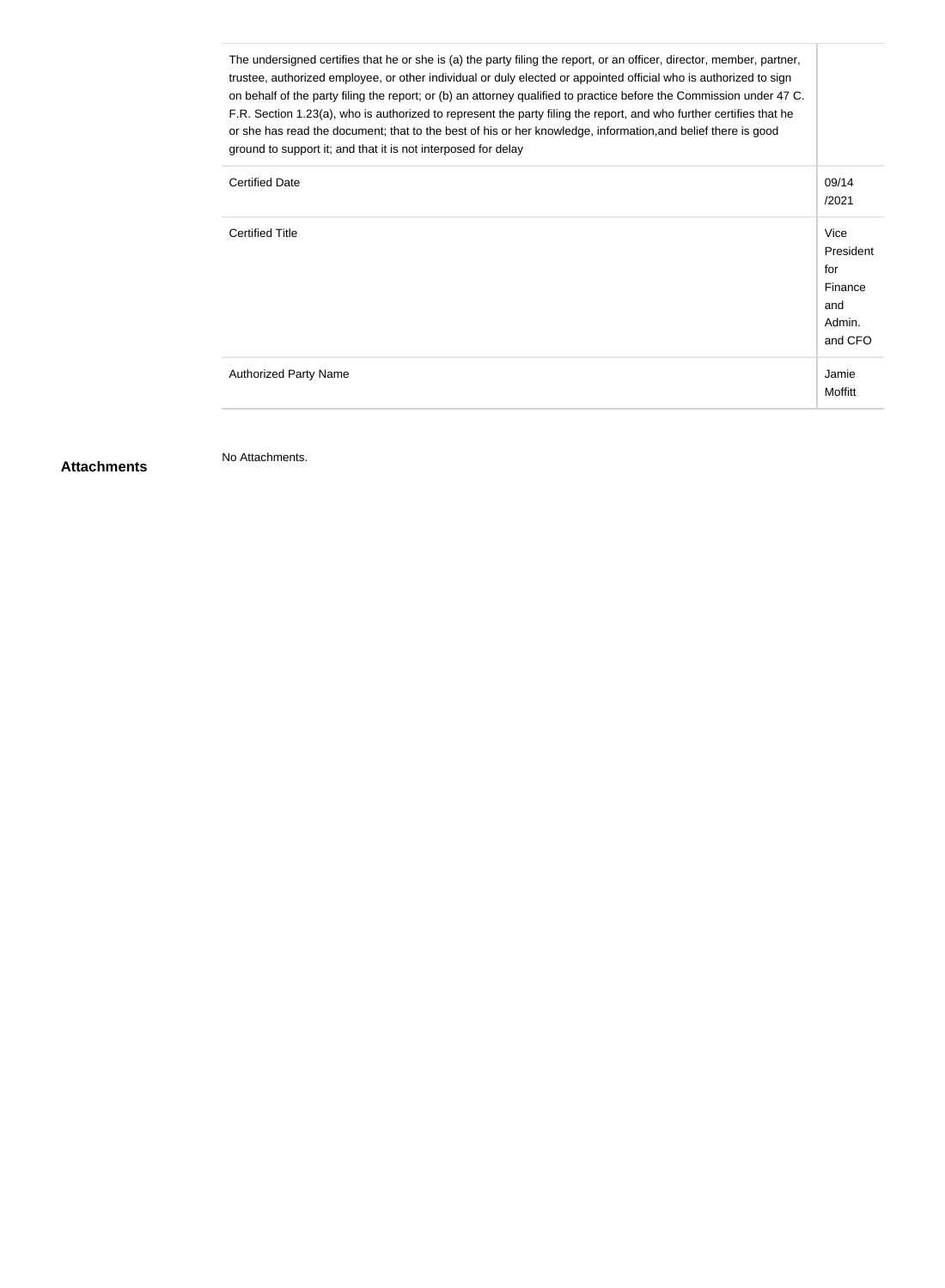| | |
|---|---|
| The undersigned certifies that he or she is (a) the party filing the report, or an officer, director, member, partner, trustee, authorized employee, or other individual or duly elected or appointed official who is authorized to sign on behalf of the party filing the report; or (b) an attorney qualified to practice before the Commission under 47 C.F.R. Section 1.23(a), who is authorized to represent the party filing the report, and who further certifies that he or she has read the document; that to the best of his or her knowledge, information,and belief there is good ground to support it; and that it is not interposed for delay | |
| Certified Date | 09/14/2021 |
| Certified Title | Vice President for Finance and Admin. and CFO |
| Authorized Party Name | Jamie Moffitt |

**Attachments**

No Attachments.